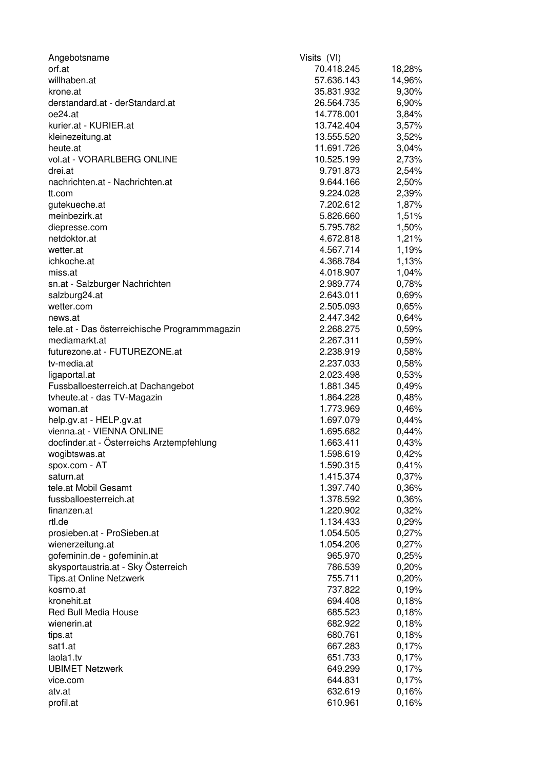| Angebotsname | Visits (VI) | |
|---|---|---|
| orf.at | 70.418.245 | 18,28% |
| willhaben.at | 57.636.143 | 14,96% |
| krone.at | 35.831.932 | 9,30% |
| derstandard.at - derStandard.at | 26.564.735 | 6,90% |
| oe24.at | 14.778.001 | 3,84% |
| kurier.at - KURIER.at | 13.742.404 | 3,57% |
| kleinezeitung.at | 13.555.520 | 3,52% |
| heute.at | 11.691.726 | 3,04% |
| vol.at - VORARLBERG ONLINE | 10.525.199 | 2,73% |
| drei.at | 9.791.873 | 2,54% |
| nachrichten.at - Nachrichten.at | 9.644.166 | 2,50% |
| tt.com | 9.224.028 | 2,39% |
| gutekueche.at | 7.202.612 | 1,87% |
| meinbezirk.at | 5.826.660 | 1,51% |
| diepresse.com | 5.795.782 | 1,50% |
| netdoktor.at | 4.672.818 | 1,21% |
| wetter.at | 4.567.714 | 1,19% |
| ichkoche.at | 4.368.784 | 1,13% |
| miss.at | 4.018.907 | 1,04% |
| sn.at - Salzburger Nachrichten | 2.989.774 | 0,78% |
| salzburg24.at | 2.643.011 | 0,69% |
| wetter.com | 2.505.093 | 0,65% |
| news.at | 2.447.342 | 0,64% |
| tele.at - Das österreichische Programmmagazin | 2.268.275 | 0,59% |
| mediamarkt.at | 2.267.311 | 0,59% |
| futurezone.at - FUTUREZONE.at | 2.238.919 | 0,58% |
| tv-media.at | 2.237.033 | 0,58% |
| ligaportal.at | 2.023.498 | 0,53% |
| Fussballoesterreich.at Dachangebot | 1.881.345 | 0,49% |
| tvheute.at - das TV-Magazin | 1.864.228 | 0,48% |
| woman.at | 1.773.969 | 0,46% |
| help.gv.at - HELP.gv.at | 1.697.079 | 0,44% |
| vienna.at - VIENNA ONLINE | 1.695.682 | 0,44% |
| docfinder.at - Österreichs Arztempfehlung | 1.663.411 | 0,43% |
| wogibtswas.at | 1.598.619 | 0,42% |
| spox.com - AT | 1.590.315 | 0,41% |
| saturn.at | 1.415.374 | 0,37% |
| tele.at Mobil Gesamt | 1.397.740 | 0,36% |
| fussballoesterreich.at | 1.378.592 | 0,36% |
| finanzen.at | 1.220.902 | 0,32% |
| rtl.de | 1.134.433 | 0,29% |
| prosieben.at - ProSieben.at | 1.054.505 | 0,27% |
| wienerzeitung.at | 1.054.206 | 0,27% |
| gofeminin.de - gofeminin.at | 965.970 | 0,25% |
| skysportaustria.at - Sky Österreich | 786.539 | 0,20% |
| Tips.at Online Netzwerk | 755.711 | 0,20% |
| kosmo.at | 737.822 | 0,19% |
| kronehit.at | 694.408 | 0,18% |
| Red Bull Media House | 685.523 | 0,18% |
| wienerin.at | 682.922 | 0,18% |
| tips.at | 680.761 | 0,18% |
| sat1.at | 667.283 | 0,17% |
| laola1.tv | 651.733 | 0,17% |
| UBIMET Netzwerk | 649.299 | 0,17% |
| vice.com | 644.831 | 0,17% |
| atv.at | 632.619 | 0,16% |
| profil.at | 610.961 | 0,16% |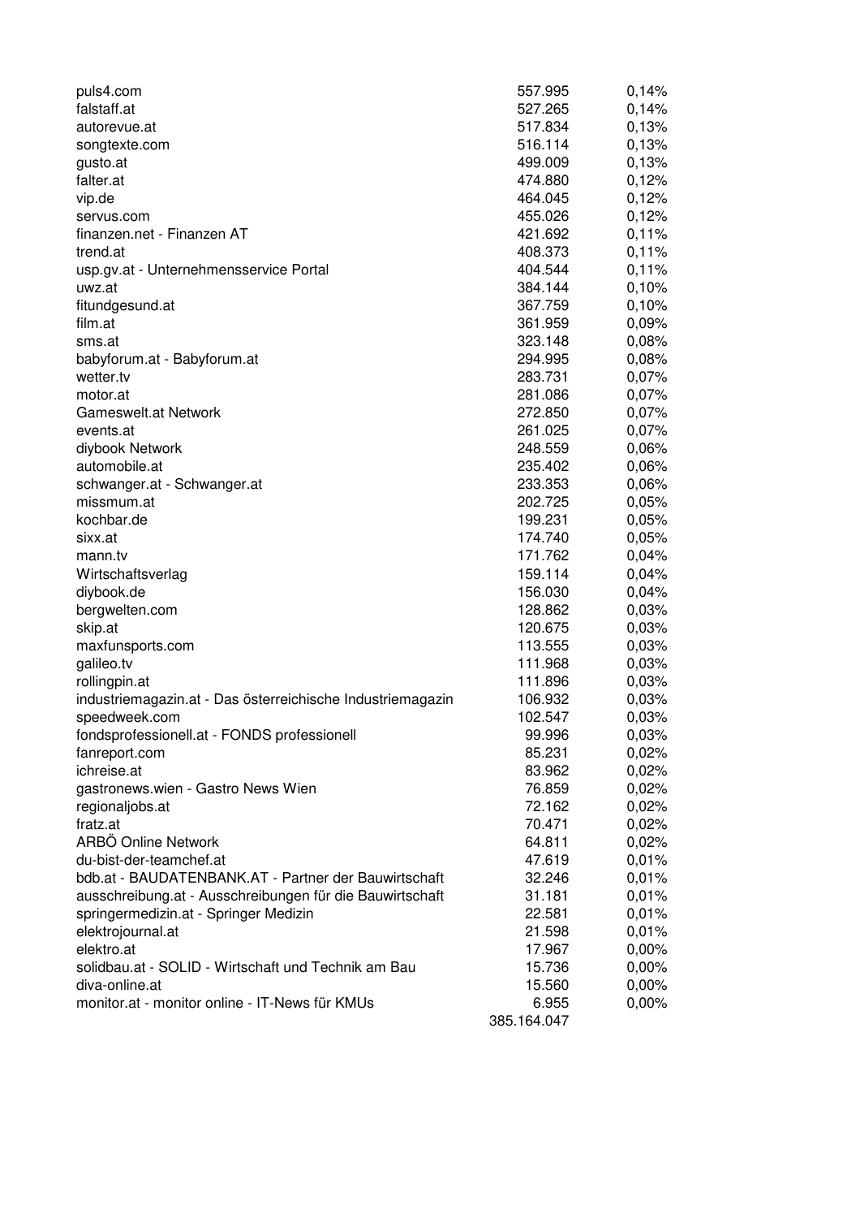| | | |
|---|---|---|
| puls4.com | 557.995 | 0,14% |
| falstaff.at | 527.265 | 0,14% |
| autorevue.at | 517.834 | 0,13% |
| songtexte.com | 516.114 | 0,13% |
| gusto.at | 499.009 | 0,13% |
| falter.at | 474.880 | 0,12% |
| vip.de | 464.045 | 0,12% |
| servus.com | 455.026 | 0,12% |
| finanzen.net - Finanzen AT | 421.692 | 0,11% |
| trend.at | 408.373 | 0,11% |
| usp.gv.at - Unternehmensservice Portal | 404.544 | 0,11% |
| uwz.at | 384.144 | 0,10% |
| fitundgesund.at | 367.759 | 0,10% |
| film.at | 361.959 | 0,09% |
| sms.at | 323.148 | 0,08% |
| babyforum.at - Babyforum.at | 294.995 | 0,08% |
| wetter.tv | 283.731 | 0,07% |
| motor.at | 281.086 | 0,07% |
| Gameswelt.at Network | 272.850 | 0,07% |
| events.at | 261.025 | 0,07% |
| diybook Network | 248.559 | 0,06% |
| automobile.at | 235.402 | 0,06% |
| schwanger.at - Schwanger.at | 233.353 | 0,06% |
| missmum.at | 202.725 | 0,05% |
| kochbar.de | 199.231 | 0,05% |
| sixx.at | 174.740 | 0,05% |
| mann.tv | 171.762 | 0,04% |
| Wirtschaftsverlag | 159.114 | 0,04% |
| diybook.de | 156.030 | 0,04% |
| bergwelten.com | 128.862 | 0,03% |
| skip.at | 120.675 | 0,03% |
| maxfunsports.com | 113.555 | 0,03% |
| galileo.tv | 111.968 | 0,03% |
| rollingpin.at | 111.896 | 0,03% |
| industriemagazin.at - Das österreichische Industriemagazin | 106.932 | 0,03% |
| speedweek.com | 102.547 | 0,03% |
| fondsprofessionell.at - FONDS professionell | 99.996 | 0,03% |
| fanreport.com | 85.231 | 0,02% |
| ichreise.at | 83.962 | 0,02% |
| gastronews.wien - Gastro News Wien | 76.859 | 0,02% |
| regionaljobs.at | 72.162 | 0,02% |
| fratz.at | 70.471 | 0,02% |
| ARBÖ Online Network | 64.811 | 0,02% |
| du-bist-der-teamchef.at | 47.619 | 0,01% |
| bdb.at - BAUDATENBANK.AT - Partner der Bauwirtschaft | 32.246 | 0,01% |
| ausschreibung.at - Ausschreibungen für die Bauwirtschaft | 31.181 | 0,01% |
| springermedizin.at - Springer Medizin | 22.581 | 0,01% |
| elektrojournal.at | 21.598 | 0,01% |
| elektro.at | 17.967 | 0,00% |
| solidbau.at - SOLID - Wirtschaft und Technik am Bau | 15.736 | 0,00% |
| diva-online.at | 15.560 | 0,00% |
| monitor.at - monitor online - IT-News für KMUs | 6.955 | 0,00% |
| | 385.164.047 | |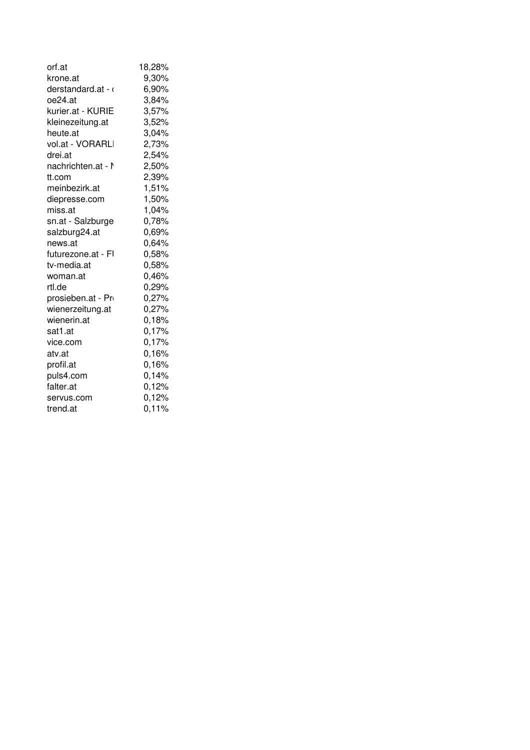| | |
|---|---|
| orf.at | 18,28% |
| krone.at | 9,30% |
| derstandard.at - ( | 6,90% |
| oe24.at | 3,84% |
| kurier.at - KURIE | 3,57% |
| kleinezeitung.at | 3,52% |
| heute.at | 3,04% |
| vol.at - VORARLI | 2,73% |
| drei.at | 2,54% |
| nachrichten.at - N | 2,50% |
| tt.com | 2,39% |
| meinbezirk.at | 1,51% |
| diepresse.com | 1,50% |
| miss.at | 1,04% |
| sn.at - Salzburge | 0,78% |
| salzburg24.at | 0,69% |
| news.at | 0,64% |
| futurezone.at - FI | 0,58% |
| tv-media.at | 0,58% |
| woman.at | 0,46% |
| rtl.de | 0,29% |
| prosieben.at - Pr | 0,27% |
| wienerzeitung.at | 0,27% |
| wienerin.at | 0,18% |
| sat1.at | 0,17% |
| vice.com | 0,17% |
| atv.at | 0,16% |
| profil.at | 0,16% |
| puls4.com | 0,14% |
| falter.at | 0,12% |
| servus.com | 0,12% |
| trend.at | 0,11% |